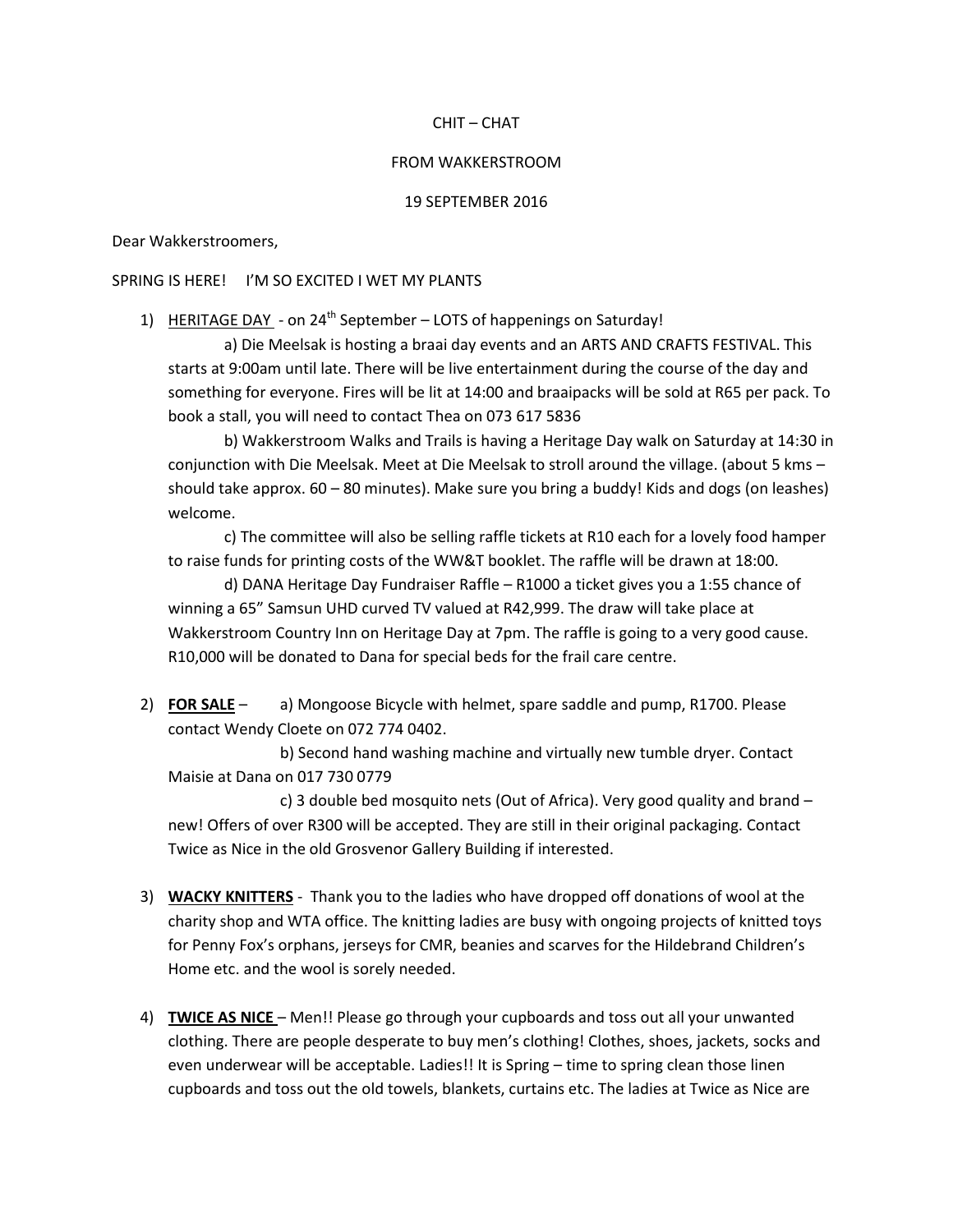CHIT – CHAT

FROM WAKKERSTROOM

19 SEPTEMBER 2016

Dear Wakkerstroomers,

SPRING IS HERE! I'M SO EXCITED I WET MY PLANTS

1) <u>HERITAGE DAY</u> - on 24th September – LOTS of happenings on Saturday!

   a) Die Meelsak is hosting a braai day events and an ARTS AND CRAFTS FESTIVAL. This starts at 9:00am until late. There will be live entertainment during the course of the day and something for everyone. Fires will be lit at 14:00 and braaipacks will be sold at R65 per pack. To book a stall, you will need to contact Thea on 073 617 5836

   b) Wakkerstroom Walks and Trails is having a Heritage Day walk on Saturday at 14:30 in conjunction with Die Meelsak. Meet at Die Meelsak to stroll around the village. (about 5 kms – should take approx. 60 – 80 minutes). Make sure you bring a buddy! Kids and dogs (on leashes) welcome.

   c) The committee will also be selling raffle tickets at R10 each for a lovely food hamper to raise funds for printing costs of the WW&T booklet. The raffle will be drawn at 18:00.

   d) DANA Heritage Day Fundraiser Raffle – R1000 a ticket gives you a 1:55 chance of winning a 65" Samsun UHD curved TV valued at R42,999. The draw will take place at Wakkerstroom Country Inn on Heritage Day at 7pm. The raffle is going to a very good cause. R10,000 will be donated to Dana for special beds for the frail care centre.

2) <u>**FOR SALE**</u> – a) Mongoose Bicycle with helmet, spare saddle and pump, R1700. Please contact Wendy Cloete on 072 774 0402.

   b) Second hand washing machine and virtually new tumble dryer. Contact Maisie at Dana on 017 730 0779

   c) 3 double bed mosquito nets (Out of Africa). Very good quality and brand – new! Offers of over R300 will be accepted. They are still in their original packaging. Contact Twice as Nice in the old Grosvenor Gallery Building if interested.

3) <u>**WACKY KNITTERS**</u> - Thank you to the ladies who have dropped off donations of wool at the charity shop and WTA office. The knitting ladies are busy with ongoing projects of knitted toys for Penny Fox's orphans, jerseys for CMR, beanies and scarves for the Hildebrand Children's Home etc. and the wool is sorely needed.

4) <u>**TWICE AS NICE**</u> – Men!! Please go through your cupboards and toss out all your unwanted clothing. There are people desperate to buy men's clothing! Clothes, shoes, jackets, socks and even underwear will be acceptable. Ladies!! It is Spring – time to spring clean those linen cupboards and toss out the old towels, blankets, curtains etc. The ladies at Twice as Nice are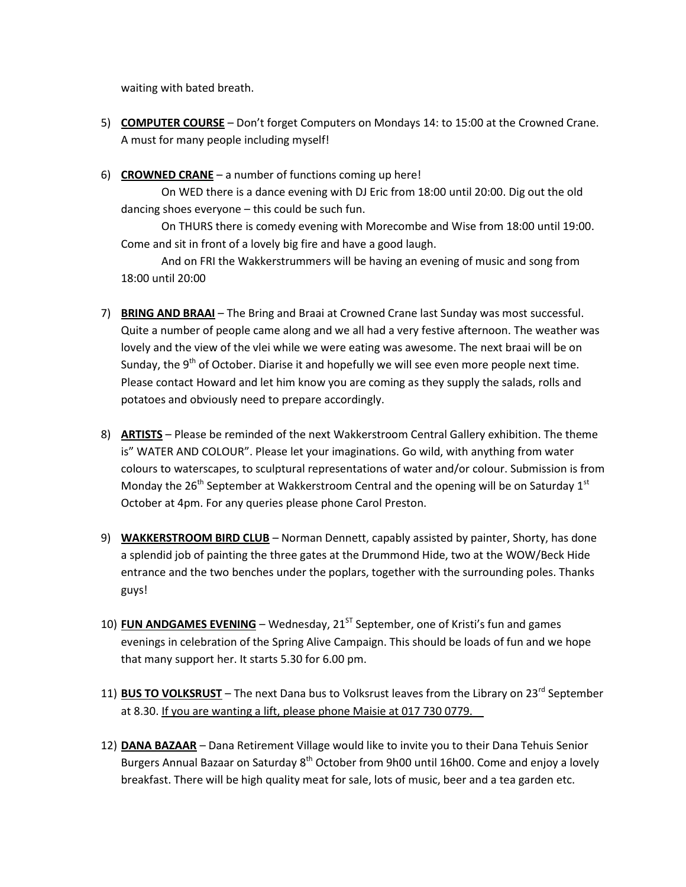waiting with bated breath.

5) **COMPUTER COURSE** – Don't forget Computers on Mondays 14: to 15:00 at the Crowned Crane. A must for many people including myself!

6) **CROWNED CRANE** – a number of functions coming up here!

    On WED there is a dance evening with DJ Eric from 18:00 until 20:00. Dig out the old dancing shoes everyone – this could be such fun.

    On THURS there is comedy evening with Morecombe and Wise from 18:00 until 19:00. Come and sit in front of a lovely big fire and have a good laugh.

    And on FRI the Wakkerstrummers will be having an evening of music and song from 18:00 until 20:00

7) **BRING AND BRAAI** – The Bring and Braai at Crowned Crane last Sunday was most successful. Quite a number of people came along and we all had a very festive afternoon. The weather was lovely and the view of the vlei while we were eating was awesome. The next braai will be on Sunday, the 9th of October. Diarise it and hopefully we will see even more people next time. Please contact Howard and let him know you are coming as they supply the salads, rolls and potatoes and obviously need to prepare accordingly.

8) **ARTISTS** – Please be reminded of the next Wakkerstroom Central Gallery exhibition. The theme is" WATER AND COLOUR". Please let your imaginations. Go wild, with anything from water colours to waterscapes, to sculptural representations of water and/or colour. Submission is from Monday the 26th September at Wakkerstroom Central and the opening will be on Saturday 1st October at 4pm. For any queries please phone Carol Preston.

9) **WAKKERSTROOM BIRD CLUB** – Norman Dennett, capably assisted by painter, Shorty, has done a splendid job of painting the three gates at the Drummond Hide, two at the WOW/Beck Hide entrance and the two benches under the poplars, together with the surrounding poles. Thanks guys!

10) **FUN ANDGAMES EVENING** – Wednesday, 21ST September, one of Kristi's fun and games evenings in celebration of the Spring Alive Campaign. This should be loads of fun and we hope that many support her. It starts 5.30 for 6.00 pm.

11) **BUS TO VOLKSRUST** – The next Dana bus to Volksrust leaves from the Library on 23rd September at 8.30. If you are wanting a lift, please phone Maisie at 017 730 0779.

12) **DANA BAZAAR** – Dana Retirement Village would like to invite you to their Dana Tehuis Senior Burgers Annual Bazaar on Saturday 8th October from 9h00 until 16h00. Come and enjoy a lovely breakfast. There will be high quality meat for sale, lots of music, beer and a tea garden etc.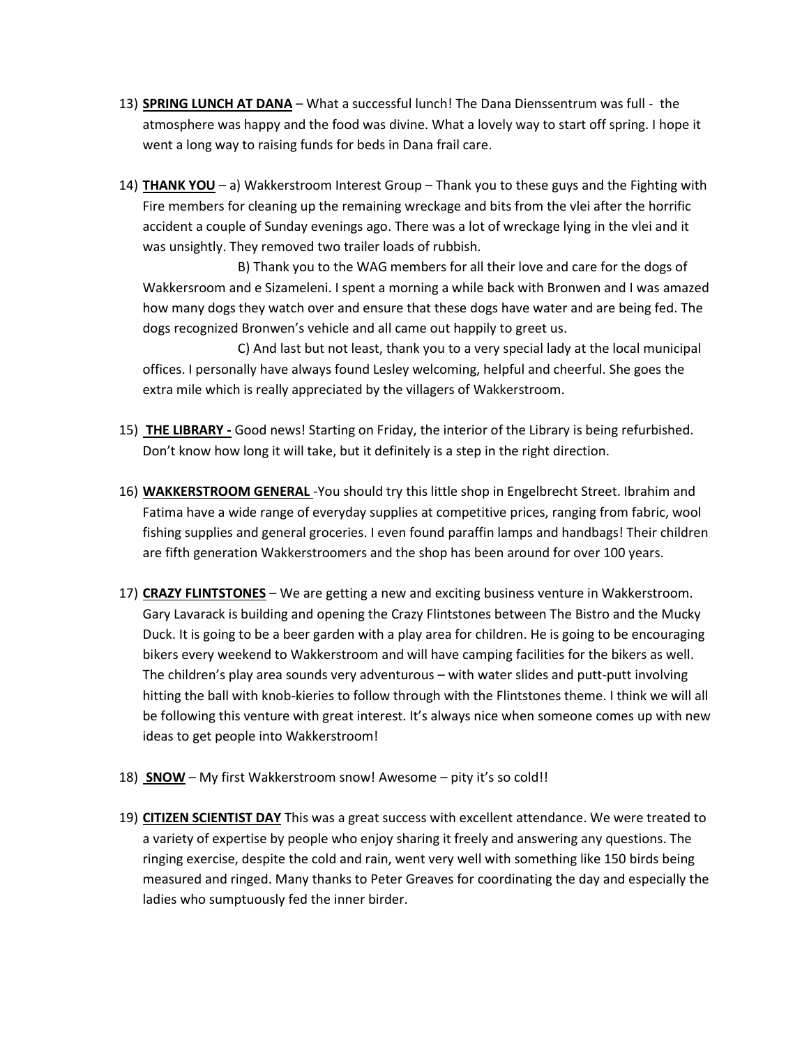13) **SPRING LUNCH AT DANA** – What a successful lunch! The Dana Dienssentrum was full - the atmosphere was happy and the food was divine. What a lovely way to start off spring. I hope it went a long way to raising funds for beds in Dana frail care.

14) **THANK YOU** – a) Wakkerstroom Interest Group – Thank you to these guys and the Fighting with Fire members for cleaning up the remaining wreckage and bits from the vlei after the horrific accident a couple of Sunday evenings ago. There was a lot of wreckage lying in the vlei and it was unsightly. They removed two trailer loads of rubbish.

    B) Thank you to the WAG members for all their love and care for the dogs of Wakkersroom and e Sizameleni. I spent a morning a while back with Bronwen and I was amazed how many dogs they watch over and ensure that these dogs have water and are being fed. The dogs recognized Bronwen's vehicle and all came out happily to greet us.

    C) And last but not least, thank you to a very special lady at the local municipal offices. I personally have always found Lesley welcoming, helpful and cheerful. She goes the extra mile which is really appreciated by the villagers of Wakkerstroom.

15) **THE LIBRARY -** Good news! Starting on Friday, the interior of the Library is being refurbished. Don't know how long it will take, but it definitely is a step in the right direction.

16) **WAKKERSTROOM GENERAL** -You should try this little shop in Engelbrecht Street. Ibrahim and Fatima have a wide range of everyday supplies at competitive prices, ranging from fabric, wool fishing supplies and general groceries. I even found paraffin lamps and handbags! Their children are fifth generation Wakkerstroomers and the shop has been around for over 100 years.

17) **CRAZY FLINTSTONES** – We are getting a new and exciting business venture in Wakkerstroom. Gary Lavarack is building and opening the Crazy Flintstones between The Bistro and the Mucky Duck. It is going to be a beer garden with a play area for children. He is going to be encouraging bikers every weekend to Wakkerstroom and will have camping facilities for the bikers as well. The children's play area sounds very adventurous – with water slides and putt-putt involving hitting the ball with knob-kieries to follow through with the Flintstones theme. I think we will all be following this venture with great interest. It's always nice when someone comes up with new ideas to get people into Wakkerstroom!

18) **SNOW** – My first Wakkerstroom snow! Awesome – pity it's so cold!!

19) **CITIZEN SCIENTIST DAY** This was a great success with excellent attendance. We were treated to a variety of expertise by people who enjoy sharing it freely and answering any questions. The ringing exercise, despite the cold and rain, went very well with something like 150 birds being measured and ringed. Many thanks to Peter Greaves for coordinating the day and especially the ladies who sumptuously fed the inner birder.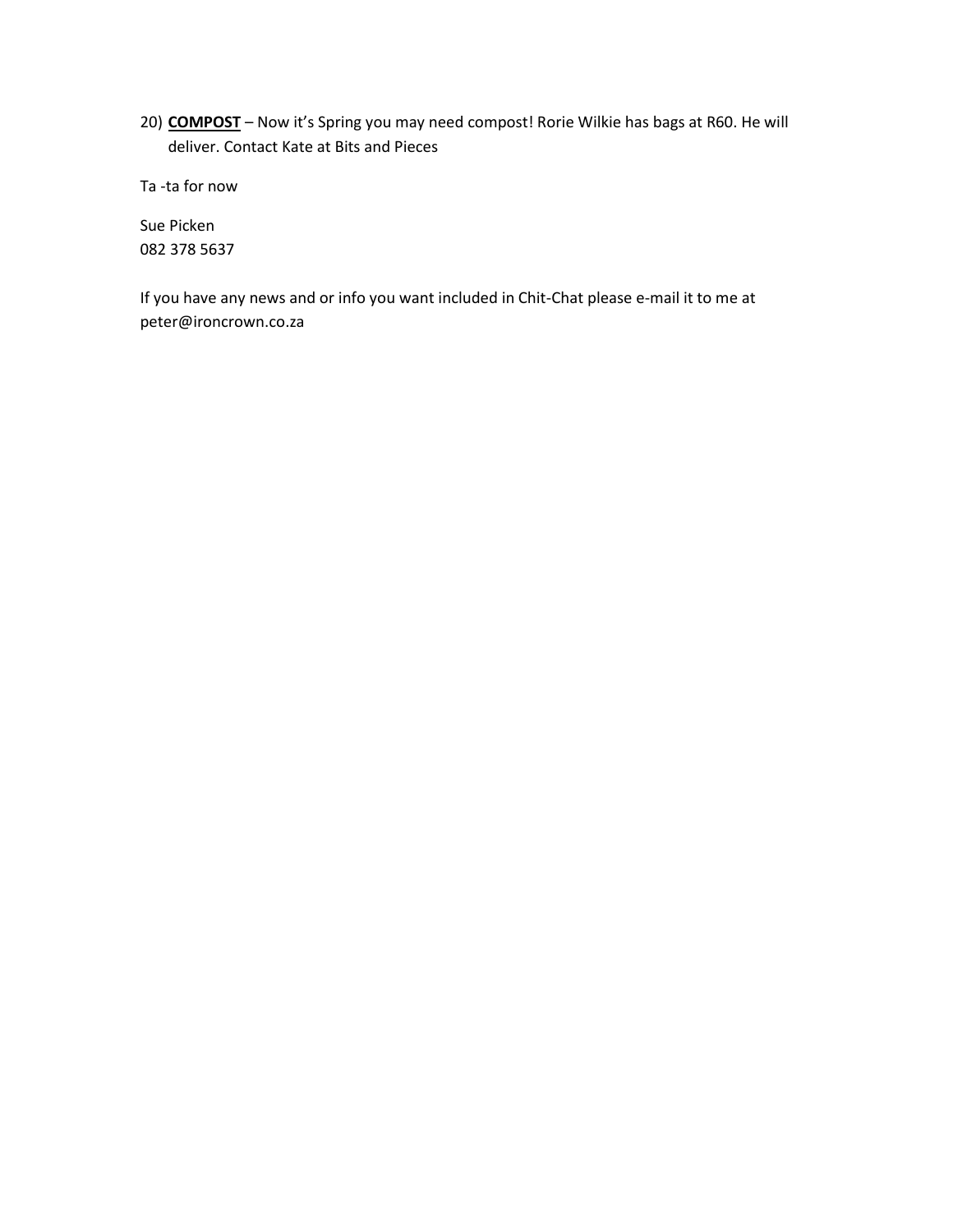20) **COMPOST** – Now it's Spring you may need compost! Rorie Wilkie has bags at R60. He will deliver. Contact Kate at Bits and Pieces

Ta -ta for now

Sue Picken
082 378 5637

If you have any news and or info you want included in Chit-Chat please e-mail it to me at peter@ironcrown.co.za